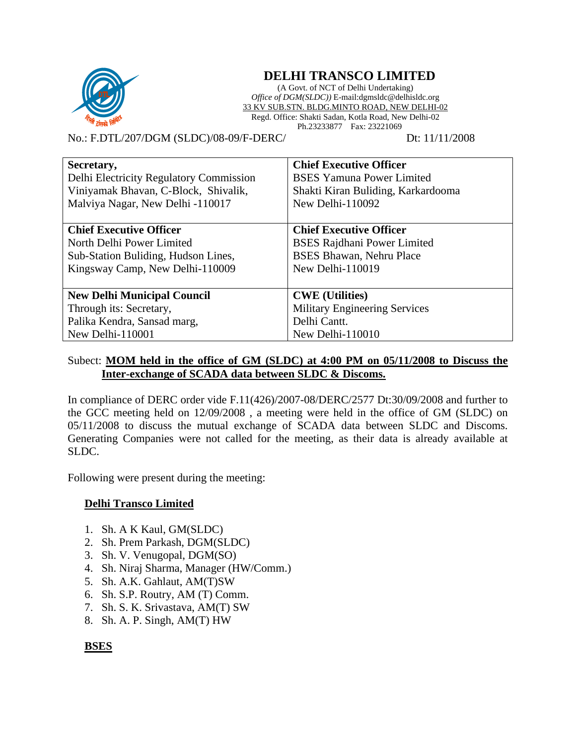# DELHI TRANSCO LIMITED

(A Govt. of NCT of Delhi Undertaking)
*Office of DGM(SLDC))* E-mail:dgmsldc@delhisldc.org
33 KV SUB.STN. BLDG.MINTO ROAD, NEW DELHI-02
Regd. Office: Shakti Sadan, Kotla Road, New Delhi-02
Ph.23233877 Fax: 23221069

No.: F.DTL/207/DGM (SLDC)/08-09/F-DERC/ Dt: 11/11/2008

| | |
|---|---|
| **Secretary,**<br>Delhi Electricity Regulatory Commission<br>Viniyamak Bhavan, C-Block, Shivalik,<br>Malviya Nagar, New Delhi -110017 | **Chief Executive Officer**<br>BSES Yamuna Power Limited<br>Shakti Kiran Buliding, Karkardooma<br>New Delhi-110092 |
| **Chief Executive Officer**<br>North Delhi Power Limited<br>Sub-Station Buliding, Hudson Lines,<br>Kingsway Camp, New Delhi-110009 | **Chief Executive Officer**<br>BSES Rajdhani Power Limited<br>BSES Bhawan, Nehru Place<br>New Delhi-110019 |
| **New Delhi Municipal Council**<br>Through its: Secretary,<br>Palika Kendra, Sansad marg,<br>New Delhi-110001 | **CWE (Utilities)**<br>Military Engineering Services<br>Delhi Cantt.<br>New Delhi-110010 |

Subect: **MOM held in the office of GM (SLDC) at 4:00 PM on 05/11/2008 to Discuss the Inter-exchange of SCADA data between SLDC & Discoms.**

In compliance of DERC order vide F.11(426)/2007-08/DERC/2577 Dt:30/09/2008 and further to the GCC meeting held on 12/09/2008 , a meeting were held in the office of GM (SLDC) on 05/11/2008 to discuss the mutual exchange of SCADA data between SLDC and Discoms. Generating Companies were not called for the meeting, as their data is already available at SLDC.

Following were present during the meeting:

**Delhi Transco Limited**

1. Sh. A K Kaul, GM(SLDC)
2. Sh. Prem Parkash, DGM(SLDC)
3. Sh. V. Venugopal, DGM(SO)
4. Sh. Niraj Sharma, Manager (HW/Comm.)
5. Sh. A.K. Gahlaut, AM(T)SW
6. Sh. S.P. Routry, AM (T) Comm.
7. Sh. S. K. Srivastava, AM(T) SW
8. Sh. A. P. Singh, AM(T) HW

**BSES**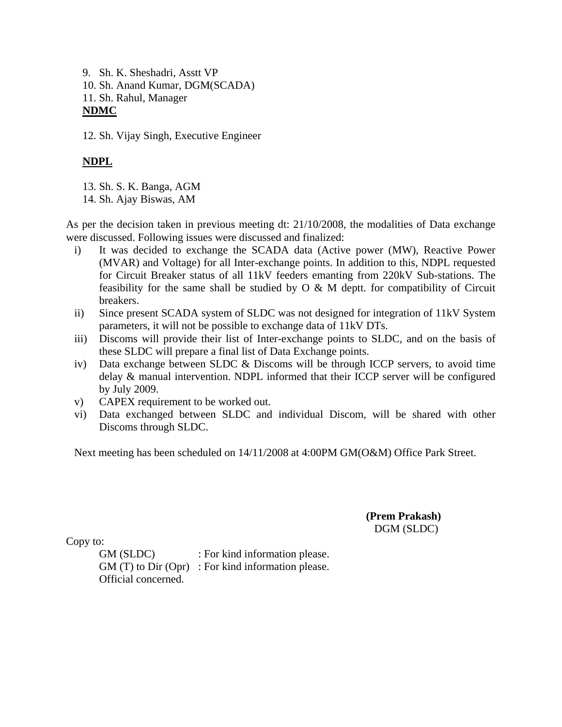9. Sh. K. Sheshadri, Asstt VP
10. Sh. Anand Kumar, DGM(SCADA)
11. Sh. Rahul, Manager

**NDMC**

12. Sh. Vijay Singh, Executive Engineer

**NDPL**

13. Sh. S. K. Banga, AGM
14. Sh. Ajay Biswas, AM

As per the decision taken in previous meeting dt: 21/10/2008, the modalities of Data exchange were discussed. Following issues were discussed and finalized:

i) It was decided to exchange the SCADA data (Active power (MW), Reactive Power (MVAR) and Voltage) for all Inter-exchange points. In addition to this, NDPL requested for Circuit Breaker status of all 11kV feeders emanting from 220kV Sub-stations. The feasibility for the same shall be studied by O & M deptt. for compatibility of Circuit breakers.

ii) Since present SCADA system of SLDC was not designed for integration of 11kV System parameters, it will not be possible to exchange data of 11kV DTs.

iii) Discoms will provide their list of Inter-exchange points to SLDC, and on the basis of these SLDC will prepare a final list of Data Exchange points.

iv) Data exchange between SLDC & Discoms will be through ICCP servers, to avoid time delay & manual intervention. NDPL informed that their ICCP server will be configured by July 2009.

v) CAPEX requirement to be worked out.

vi) Data exchanged between SLDC and individual Discom, will be shared with other Discoms through SLDC.

Next meeting has been scheduled on 14/11/2008 at 4:00PM GM(O&M) Office Park Street.

**(Prem Prakash)**
DGM (SLDC)

Copy to:

GM (SLDC) : For kind information please.
GM (T) to Dir (Opr) : For kind information please.
Official concerned.